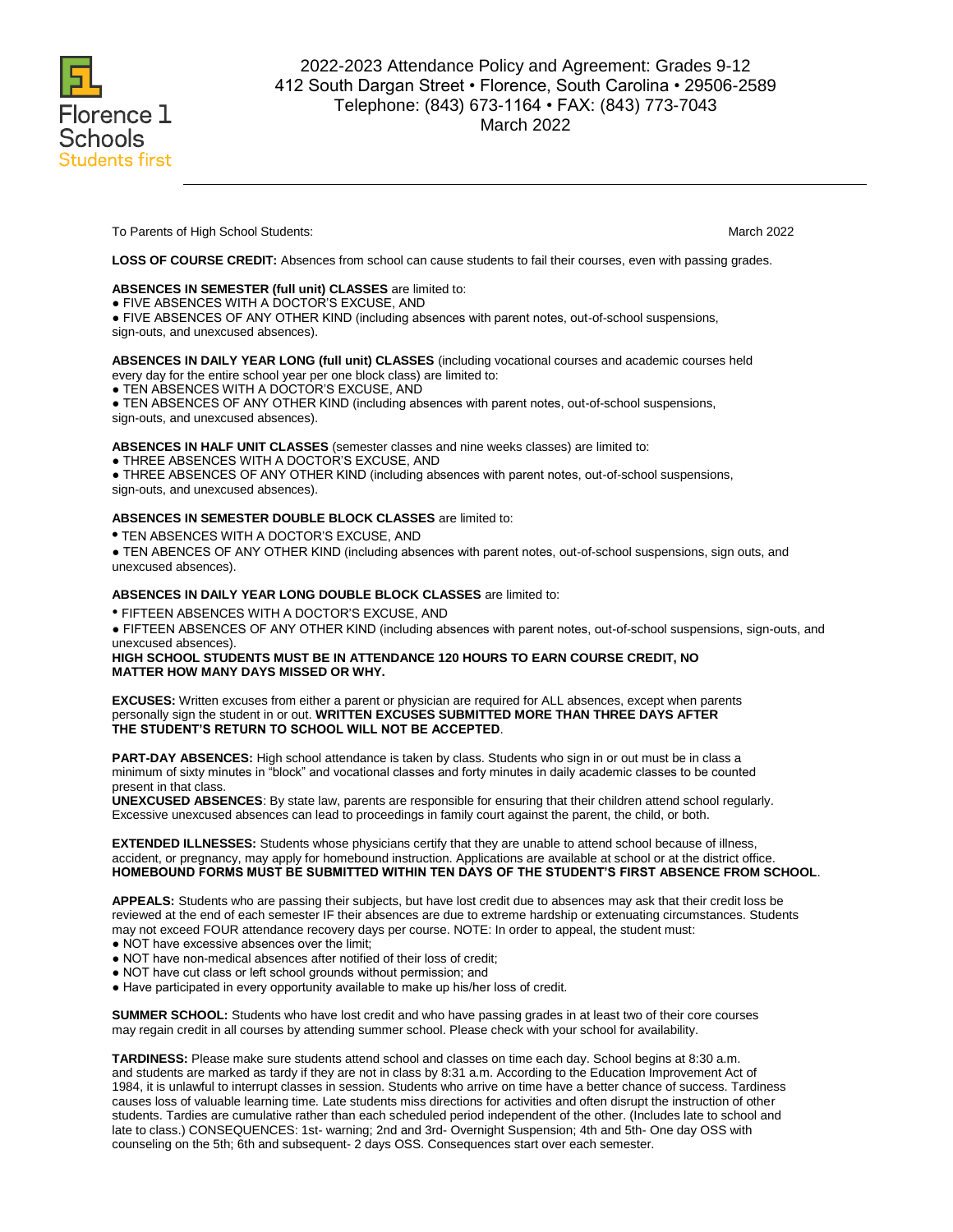Florence 1 Schools
Students first

# 2022-2023 Attendance Policy and Agreement: Grades 9-12

412 South Dargan Street • Florence, South Carolina • 29506-2589
Telephone: (843) 673-1164 • FAX: (843) 773-7043
March 2022

---

To Parents of High School Students: March 2022

**LOSS OF COURSE CREDIT:** Absences from school can cause students to fail their courses, even with passing grades.

**ABSENCES IN SEMESTER (full unit) CLASSES** are limited to:
- FIVE ABSENCES WITH A DOCTOR'S EXCUSE, AND
- FIVE ABSENCES OF ANY OTHER KIND (including absences with parent notes, out-of-school suspensions, sign-outs, and unexcused absences).

**ABSENCES IN DAILY YEAR LONG (full unit) CLASSES** (including vocational courses and academic courses held every day for the entire school year per one block class) are limited to:
- TEN ABSENCES WITH A DOCTOR'S EXCUSE, AND
- TEN ABSENCES OF ANY OTHER KIND (including absences with parent notes, out-of-school suspensions, sign-outs, and unexcused absences).

**ABSENCES IN HALF UNIT CLASSES** (semester classes and nine weeks classes) are limited to:
- THREE ABSENCES WITH A DOCTOR'S EXCUSE, AND
- THREE ABSENCES OF ANY OTHER KIND (including absences with parent notes, out-of-school suspensions, sign-outs, and unexcused absences).

**ABSENCES IN SEMESTER DOUBLE BLOCK CLASSES** are limited to:
- TEN ABSENCES WITH A DOCTOR'S EXCUSE, AND
- TEN ABENCES OF ANY OTHER KIND (including absences with parent notes, out-of-school suspensions, sign outs, and unexcused absences).

**ABSENCES IN DAILY YEAR LONG DOUBLE BLOCK CLASSES** are limited to:
- FIFTEEN ABSENCES WITH A DOCTOR'S EXCUSE, AND
- FIFTEEN ABSENCES OF ANY OTHER KIND (including absences with parent notes, out-of-school suspensions, sign-outs, and unexcused absences).

**HIGH SCHOOL STUDENTS MUST BE IN ATTENDANCE 120 HOURS TO EARN COURSE CREDIT, NO MATTER HOW MANY DAYS MISSED OR WHY.**

**EXCUSES:** Written excuses from either a parent or physician are required for ALL absences, except when parents personally sign the student in or out. **WRITTEN EXCUSES SUBMITTED MORE THAN THREE DAYS AFTER THE STUDENT'S RETURN TO SCHOOL WILL NOT BE ACCEPTED**.

**PART-DAY ABSENCES:** High school attendance is taken by class. Students who sign in or out must be in class a minimum of sixty minutes in "block" and vocational classes and forty minutes in daily academic classes to be counted present in that class.

**UNEXCUSED ABSENCES**: By state law, parents are responsible for ensuring that their children attend school regularly. Excessive unexcused absences can lead to proceedings in family court against the parent, the child, or both.

**EXTENDED ILLNESSES:** Students whose physicians certify that they are unable to attend school because of illness, accident, or pregnancy, may apply for homebound instruction. Applications are available at school or at the district office. **HOMEBOUND FORMS MUST BE SUBMITTED WITHIN TEN DAYS OF THE STUDENT'S FIRST ABSENCE FROM SCHOOL**.

**APPEALS:** Students who are passing their subjects, but have lost credit due to absences may ask that their credit loss be reviewed at the end of each semester IF their absences are due to extreme hardship or extenuating circumstances. Students may not exceed FOUR attendance recovery days per course. NOTE: In order to appeal, the student must:
- NOT have excessive absences over the limit;
- NOT have non-medical absences after notified of their loss of credit;
- NOT have cut class or left school grounds without permission; and
- Have participated in every opportunity available to make up his/her loss of credit.

**SUMMER SCHOOL:** Students who have lost credit and who have passing grades in at least two of their core courses may regain credit in all courses by attending summer school. Please check with your school for availability.

**TARDINESS:** Please make sure students attend school and classes on time each day. School begins at 8:30 a.m. and students are marked as tardy if they are not in class by 8:31 a.m. According to the Education Improvement Act of 1984, it is unlawful to interrupt classes in session. Students who arrive on time have a better chance of success. Tardiness causes loss of valuable learning time. Late students miss directions for activities and often disrupt the instruction of other students. Tardies are cumulative rather than each scheduled period independent of the other. (Includes late to school and late to class.) CONSEQUENCES: 1st- warning; 2nd and 3rd- Overnight Suspension; 4th and 5th- One day OSS with counseling on the 5th; 6th and subsequent- 2 days OSS. Consequences start over each semester.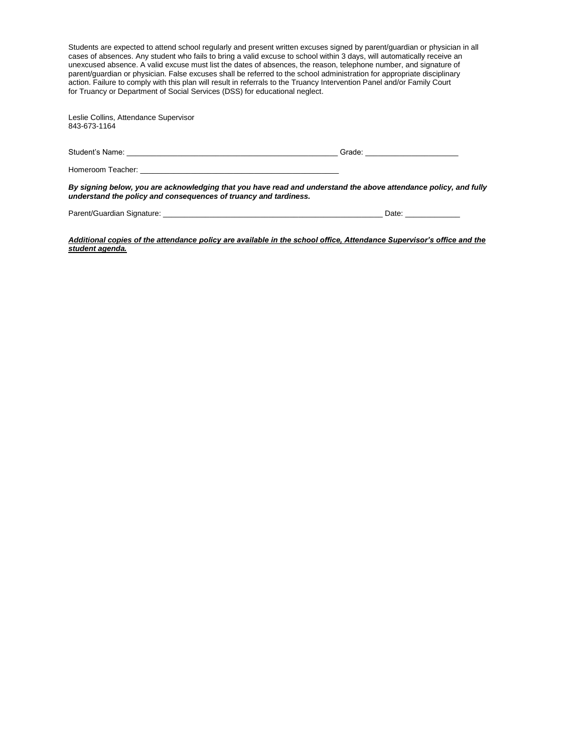Students are expected to attend school regularly and present written excuses signed by parent/guardian or physician in all cases of absences. Any student who fails to bring a valid excuse to school within 3 days, will automatically receive an unexcused absence. A valid excuse must list the dates of absences, the reason, telephone number, and signature of parent/guardian or physician. False excuses shall be referred to the school administration for appropriate disciplinary action. Failure to comply with this plan will result in referrals to the Truancy Intervention Panel and/or Family Court for Truancy or Department of Social Services (DSS) for educational neglect.

Leslie Collins, Attendance Supervisor
843-673-1164

Student's Name: ___________________________________________________ Grade: ______________________

Homeroom Teacher: ________________________________________________

***By signing below, you are acknowledging that you have read and understand the above attendance policy, and fully understand the policy and consequences of truancy and tardiness.***

Parent/Guardian Signature: ____________________________________________________ Date: _____________

***<u>Additional copies of the attendance policy are available in the school office, Attendance Supervisor's office and the student agenda.</u>***